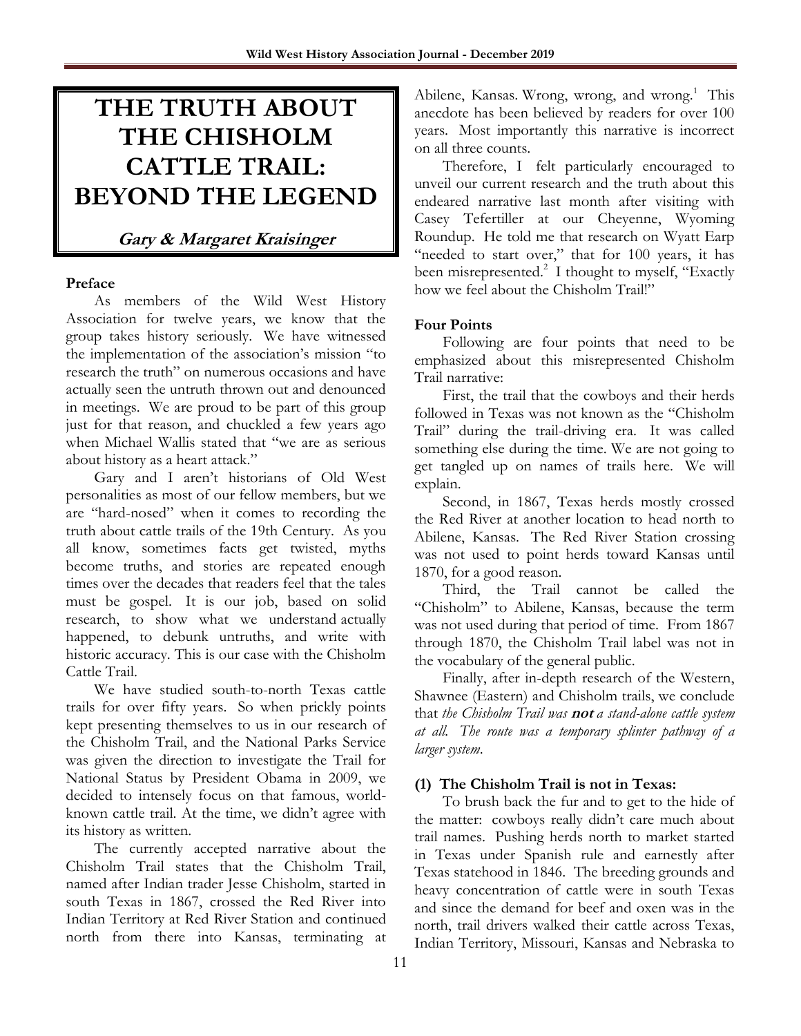# THE TRUTH ABOUT THE CHISHOLM CATTLE TRAIL: BEYOND THE LEGEND

***Gary & Margaret Kraisinger***

## Preface

As members of the Wild West History Association for twelve years, we know that the group takes history seriously. We have witnessed the implementation of the association's mission "to research the truth" on numerous occasions and have actually seen the untruth thrown out and denounced in meetings. We are proud to be part of this group just for that reason, and chuckled a few years ago when Michael Wallis stated that "we are as serious about history as a heart attack."

Gary and I aren't historians of Old West personalities as most of our fellow members, but we are "hard-nosed" when it comes to recording the truth about cattle trails of the 19th Century. As you all know, sometimes facts get twisted, myths become truths, and stories are repeated enough times over the decades that readers feel that the tales must be gospel. It is our job, based on solid research, to show what we understand actually happened, to debunk untruths, and write with historic accuracy. This is our case with the Chisholm Cattle Trail.

We have studied south-to-north Texas cattle trails for over fifty years. So when prickly points kept presenting themselves to us in our research of the Chisholm Trail, and the National Parks Service was given the direction to investigate the Trail for National Status by President Obama in 2009, we decided to intensely focus on that famous, world-known cattle trail. At the time, we didn't agree with its history as written.

The currently accepted narrative about the Chisholm Trail states that the Chisholm Trail, named after Indian trader Jesse Chisholm, started in south Texas in 1867, crossed the Red River into Indian Territory at Red River Station and continued north from there into Kansas, terminating at Abilene, Kansas. Wrong, wrong, and wrong.[1] This anecdote has been believed by readers for over 100 years. Most importantly this narrative is incorrect on all three counts.

Therefore, I felt particularly encouraged to unveil our current research and the truth about this endeared narrative last month after visiting with Casey Tefertiller at our Cheyenne, Wyoming Roundup. He told me that research on Wyatt Earp "needed to start over," that for 100 years, it has been misrepresented.[2] I thought to myself, "Exactly how we feel about the Chisholm Trail!"

## Four Points

Following are four points that need to be emphasized about this misrepresented Chisholm Trail narrative:

First, the trail that the cowboys and their herds followed in Texas was not known as the "Chisholm Trail" during the trail-driving era. It was called something else during the time. We are not going to get tangled up on names of trails here. We will explain.

Second, in 1867, Texas herds mostly crossed the Red River at another location to head north to Abilene, Kansas. The Red River Station crossing was not used to point herds toward Kansas until 1870, for a good reason.

Third, the Trail cannot be called the "Chisholm" to Abilene, Kansas, because the term was not used during that period of time. From 1867 through 1870, the Chisholm Trail label was not in the vocabulary of the general public.

Finally, after in-depth research of the Western, Shawnee (Eastern) and Chisholm trails, we conclude that *the Chisholm Trail was **not** a stand-alone cattle system at all. The route was a temporary splinter pathway of a larger system.*

### (1) The Chisholm Trail is not in Texas:

To brush back the fur and to get to the hide of the matter: cowboys really didn't care much about trail names. Pushing herds north to market started in Texas under Spanish rule and earnestly after Texas statehood in 1846. The breeding grounds and heavy concentration of cattle were in south Texas and since the demand for beef and oxen was in the north, trail drivers walked their cattle across Texas, Indian Territory, Missouri, Kansas and Nebraska to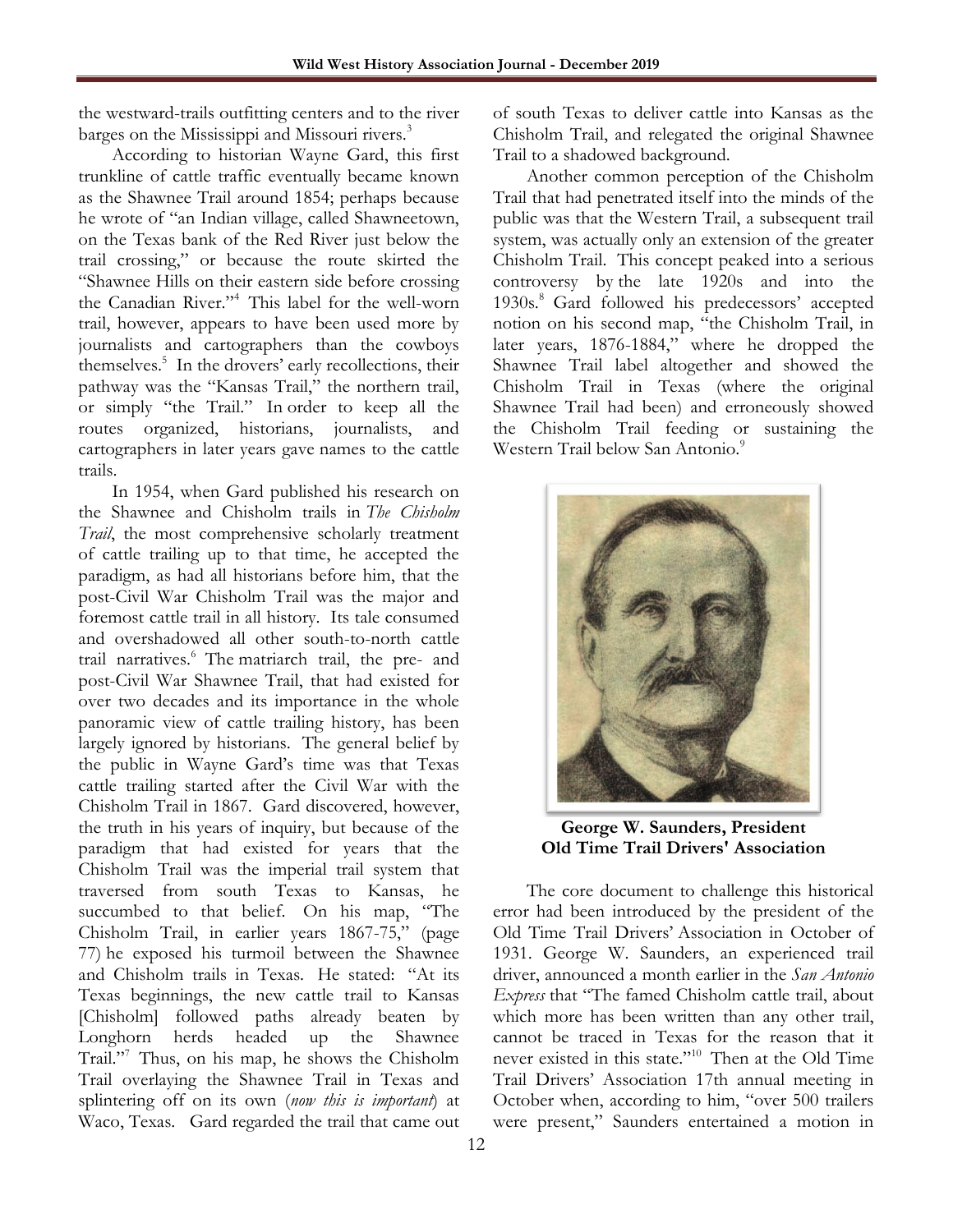the westward-trails outfitting centers and to the river barges on the Mississippi and Missouri rivers.[3]

According to historian Wayne Gard, this first trunkline of cattle traffic eventually became known as the Shawnee Trail around 1854; perhaps because he wrote of "an Indian village, called Shawneetown, on the Texas bank of the Red River just below the trail crossing," or because the route skirted the "Shawnee Hills on their eastern side before crossing the Canadian River."[4] This label for the well-worn trail, however, appears to have been used more by journalists and cartographers than the cowboys themselves.[5] In the drovers' early recollections, their pathway was the "Kansas Trail," the northern trail, or simply "the Trail." In order to keep all the routes organized, historians, journalists, and cartographers in later years gave names to the cattle trails.

In 1954, when Gard published his research on the Shawnee and Chisholm trails in *The Chisholm Trail*, the most comprehensive scholarly treatment of cattle trailing up to that time, he accepted the paradigm, as had all historians before him, that the post-Civil War Chisholm Trail was the major and foremost cattle trail in all history. Its tale consumed and overshadowed all other south-to-north cattle trail narratives.[6] The matriarch trail, the pre- and post-Civil War Shawnee Trail, that had existed for over two decades and its importance in the whole panoramic view of cattle trailing history, has been largely ignored by historians. The general belief by the public in Wayne Gard's time was that Texas cattle trailing started after the Civil War with the Chisholm Trail in 1867. Gard discovered, however, the truth in his years of inquiry, but because of the paradigm that had existed for years that the Chisholm Trail was the imperial trail system that traversed from south Texas to Kansas, he succumbed to that belief. On his map, "The Chisholm Trail, in earlier years 1867-75," (page 77) he exposed his turmoil between the Shawnee and Chisholm trails in Texas. He stated: "At its Texas beginnings, the new cattle trail to Kansas [Chisholm] followed paths already beaten by Longhorn herds headed up the Shawnee Trail."[7] Thus, on his map, he shows the Chisholm Trail overlaying the Shawnee Trail in Texas and splintering off on its own (*now this is important*) at Waco, Texas. Gard regarded the trail that came out of south Texas to deliver cattle into Kansas as the Chisholm Trail, and relegated the original Shawnee Trail to a shadowed background.

Another common perception of the Chisholm Trail that had penetrated itself into the minds of the public was that the Western Trail, a subsequent trail system, was actually only an extension of the greater Chisholm Trail. This concept peaked into a serious controversy by the late 1920s and into the 1930s.[8] Gard followed his predecessors' accepted notion on his second map, "the Chisholm Trail, in later years, 1876-1884," where he dropped the Shawnee Trail label altogether and showed the Chisholm Trail in Texas (where the original Shawnee Trail had been) and erroneously showed the Chisholm Trail feeding or sustaining the Western Trail below San Antonio.[9]

**George W. Saunders, President Old Time Trail Drivers' Association**

The core document to challenge this historical error had been introduced by the president of the Old Time Trail Drivers' Association in October of 1931. George W. Saunders, an experienced trail driver, announced a month earlier in the *San Antonio Express* that "The famed Chisholm cattle trail, about which more has been written than any other trail, cannot be traced in Texas for the reason that it never existed in this state."[10] Then at the Old Time Trail Drivers' Association 17th annual meeting in October when, according to him, "over 500 trailers were present," Saunders entertained a motion in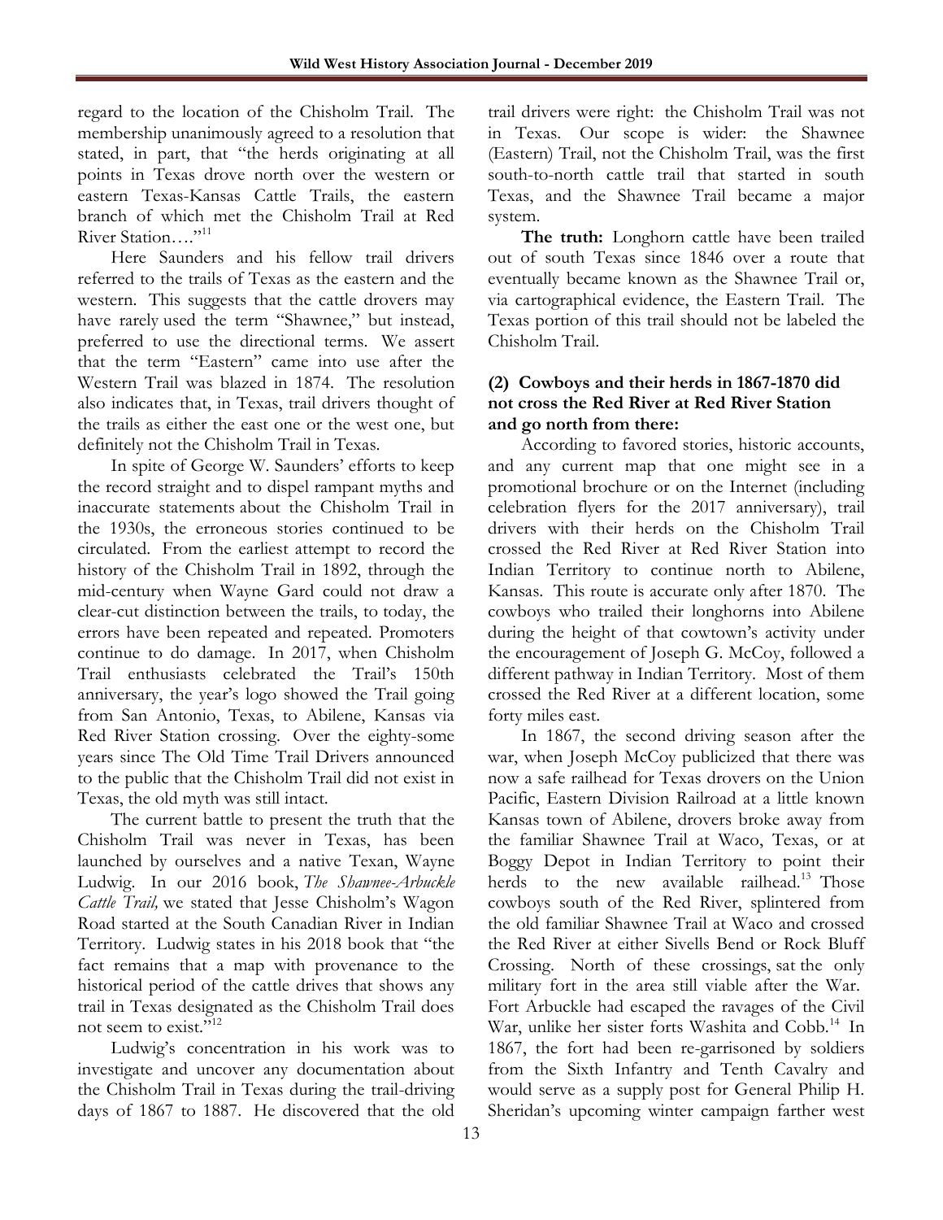regard to the location of the Chisholm Trail. The membership unanimously agreed to a resolution that stated, in part, that "the herds originating at all points in Texas drove north over the western or eastern Texas-Kansas Cattle Trails, the eastern branch of which met the Chisholm Trail at Red River Station…."[11]

Here Saunders and his fellow trail drivers referred to the trails of Texas as the eastern and the western. This suggests that the cattle drovers may have rarely used the term "Shawnee," but instead, preferred to use the directional terms. We assert that the term "Eastern" came into use after the Western Trail was blazed in 1874. The resolution also indicates that, in Texas, trail drivers thought of the trails as either the east one or the west one, but definitely not the Chisholm Trail in Texas.

In spite of George W. Saunders' efforts to keep the record straight and to dispel rampant myths and inaccurate statements about the Chisholm Trail in the 1930s, the erroneous stories continued to be circulated. From the earliest attempt to record the history of the Chisholm Trail in 1892, through the mid-century when Wayne Gard could not draw a clear-cut distinction between the trails, to today, the errors have been repeated and repeated. Promoters continue to do damage. In 2017, when Chisholm Trail enthusiasts celebrated the Trail's 150th anniversary, the year's logo showed the Trail going from San Antonio, Texas, to Abilene, Kansas via Red River Station crossing. Over the eighty-some years since The Old Time Trail Drivers announced to the public that the Chisholm Trail did not exist in Texas, the old myth was still intact.

The current battle to present the truth that the Chisholm Trail was never in Texas, has been launched by ourselves and a native Texan, Wayne Ludwig. In our 2016 book, *The Shawnee-Arbuckle Cattle Trail,* we stated that Jesse Chisholm's Wagon Road started at the South Canadian River in Indian Territory. Ludwig states in his 2018 book that "the fact remains that a map with provenance to the historical period of the cattle drives that shows any trail in Texas designated as the Chisholm Trail does not seem to exist."[12]

Ludwig's concentration in his work was to investigate and uncover any documentation about the Chisholm Trail in Texas during the trail-driving days of 1867 to 1887. He discovered that the old trail drivers were right: the Chisholm Trail was not in Texas. Our scope is wider: the Shawnee (Eastern) Trail, not the Chisholm Trail, was the first south-to-north cattle trail that started in south Texas, and the Shawnee Trail became a major system.

**The truth:** Longhorn cattle have been trailed out of south Texas since 1846 over a route that eventually became known as the Shawnee Trail or, via cartographical evidence, the Eastern Trail. The Texas portion of this trail should not be labeled the Chisholm Trail.

### (2) Cowboys and their herds in 1867-1870 did not cross the Red River at Red River Station and go north from there:

According to favored stories, historic accounts, and any current map that one might see in a promotional brochure or on the Internet (including celebration flyers for the 2017 anniversary), trail drivers with their herds on the Chisholm Trail crossed the Red River at Red River Station into Indian Territory to continue north to Abilene, Kansas. This route is accurate only after 1870. The cowboys who trailed their longhorns into Abilene during the height of that cowtown's activity under the encouragement of Joseph G. McCoy, followed a different pathway in Indian Territory. Most of them crossed the Red River at a different location, some forty miles east.

In 1867, the second driving season after the war, when Joseph McCoy publicized that there was now a safe railhead for Texas drovers on the Union Pacific, Eastern Division Railroad at a little known Kansas town of Abilene, drovers broke away from the familiar Shawnee Trail at Waco, Texas, or at Boggy Depot in Indian Territory to point their herds to the new available railhead.[13] Those cowboys south of the Red River, splintered from the old familiar Shawnee Trail at Waco and crossed the Red River at either Sivells Bend or Rock Bluff Crossing. North of these crossings, sat the only military fort in the area still viable after the War. Fort Arbuckle had escaped the ravages of the Civil War, unlike her sister forts Washita and Cobb.[14] In 1867, the fort had been re-garrisoned by soldiers from the Sixth Infantry and Tenth Cavalry and would serve as a supply post for General Philip H. Sheridan's upcoming winter campaign farther west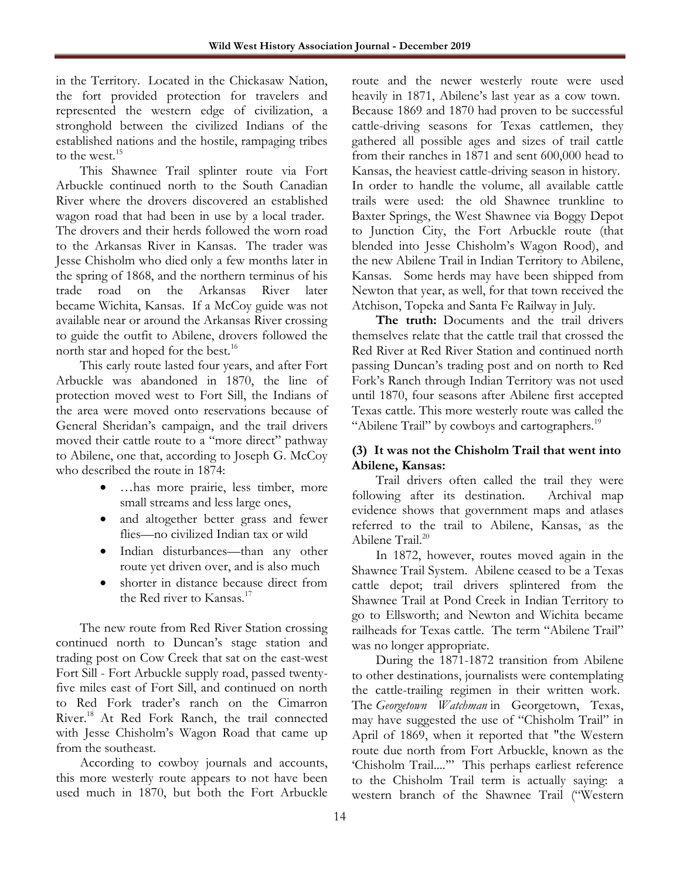in the Territory. Located in the Chickasaw Nation, the fort provided protection for travelers and represented the western edge of civilization, a stronghold between the civilized Indians of the established nations and the hostile, rampaging tribes to the west.[15]

This Shawnee Trail splinter route via Fort Arbuckle continued north to the South Canadian River where the drovers discovered an established wagon road that had been in use by a local trader. The drovers and their herds followed the worn road to the Arkansas River in Kansas. The trader was Jesse Chisholm who died only a few months later in the spring of 1868, and the northern terminus of his trade road on the Arkansas River later became Wichita, Kansas. If a McCoy guide was not available near or around the Arkansas River crossing to guide the outfit to Abilene, drovers followed the north star and hoped for the best.[16]

This early route lasted four years, and after Fort Arbuckle was abandoned in 1870, the line of protection moved west to Fort Sill, the Indians of the area were moved onto reservations because of General Sheridan's campaign, and the trail drivers moved their cattle route to a "more direct" pathway to Abilene, one that, according to Joseph G. McCoy who described the route in 1874:

- …has more prairie, less timber, more small streams and less large ones,
- and altogether better grass and fewer flies—no civilized Indian tax or wild
- Indian disturbances—than any other route yet driven over, and is also much
- shorter in distance because direct from the Red river to Kansas.[17]

The new route from Red River Station crossing continued north to Duncan's stage station and trading post on Cow Creek that sat on the east-west Fort Sill - Fort Arbuckle supply road, passed twenty-five miles east of Fort Sill, and continued on north to Red Fork trader's ranch on the Cimarron River.[18] At Red Fork Ranch, the trail connected with Jesse Chisholm's Wagon Road that came up from the southeast.

According to cowboy journals and accounts, this more westerly route appears to not have been used much in 1870, but both the Fort Arbuckle route and the newer westerly route were used heavily in 1871, Abilene's last year as a cow town. Because 1869 and 1870 had proven to be successful cattle-driving seasons for Texas cattlemen, they gathered all possible ages and sizes of trail cattle from their ranches in 1871 and sent 600,000 head to Kansas, the heaviest cattle-driving season in history. In order to handle the volume, all available cattle trails were used: the old Shawnee trunkline to Baxter Springs, the West Shawnee via Boggy Depot to Junction City, the Fort Arbuckle route (that blended into Jesse Chisholm's Wagon Rood), and the new Abilene Trail in Indian Territory to Abilene, Kansas. Some herds may have been shipped from Newton that year, as well, for that town received the Atchison, Topeka and Santa Fe Railway in July.

**The truth:** Documents and the trail drivers themselves relate that the cattle trail that crossed the Red River at Red River Station and continued north passing Duncan's trading post and on north to Red Fork's Ranch through Indian Territory was not used until 1870, four seasons after Abilene first accepted Texas cattle. This more westerly route was called the "Abilene Trail" by cowboys and cartographers.[19]

### (3) It was not the Chisholm Trail that went into Abilene, Kansas:

Trail drivers often called the trail they were following after its destination. Archival map evidence shows that government maps and atlases referred to the trail to Abilene, Kansas, as the Abilene Trail.[20]

In 1872, however, routes moved again in the Shawnee Trail System. Abilene ceased to be a Texas cattle depot; trail drivers splintered from the Shawnee Trail at Pond Creek in Indian Territory to go to Ellsworth; and Newton and Wichita became railheads for Texas cattle. The term "Abilene Trail" was no longer appropriate.

During the 1871-1872 transition from Abilene to other destinations, journalists were contemplating the cattle-trailing regimen in their written work. The *Georgetown Watchman* in Georgetown, Texas, may have suggested the use of "Chisholm Trail" in April of 1869, when it reported that "the Western route due north from Fort Arbuckle, known as the 'Chisholm Trail....'" This perhaps earliest reference to the Chisholm Trail term is actually saying: a western branch of the Shawnee Trail ("Western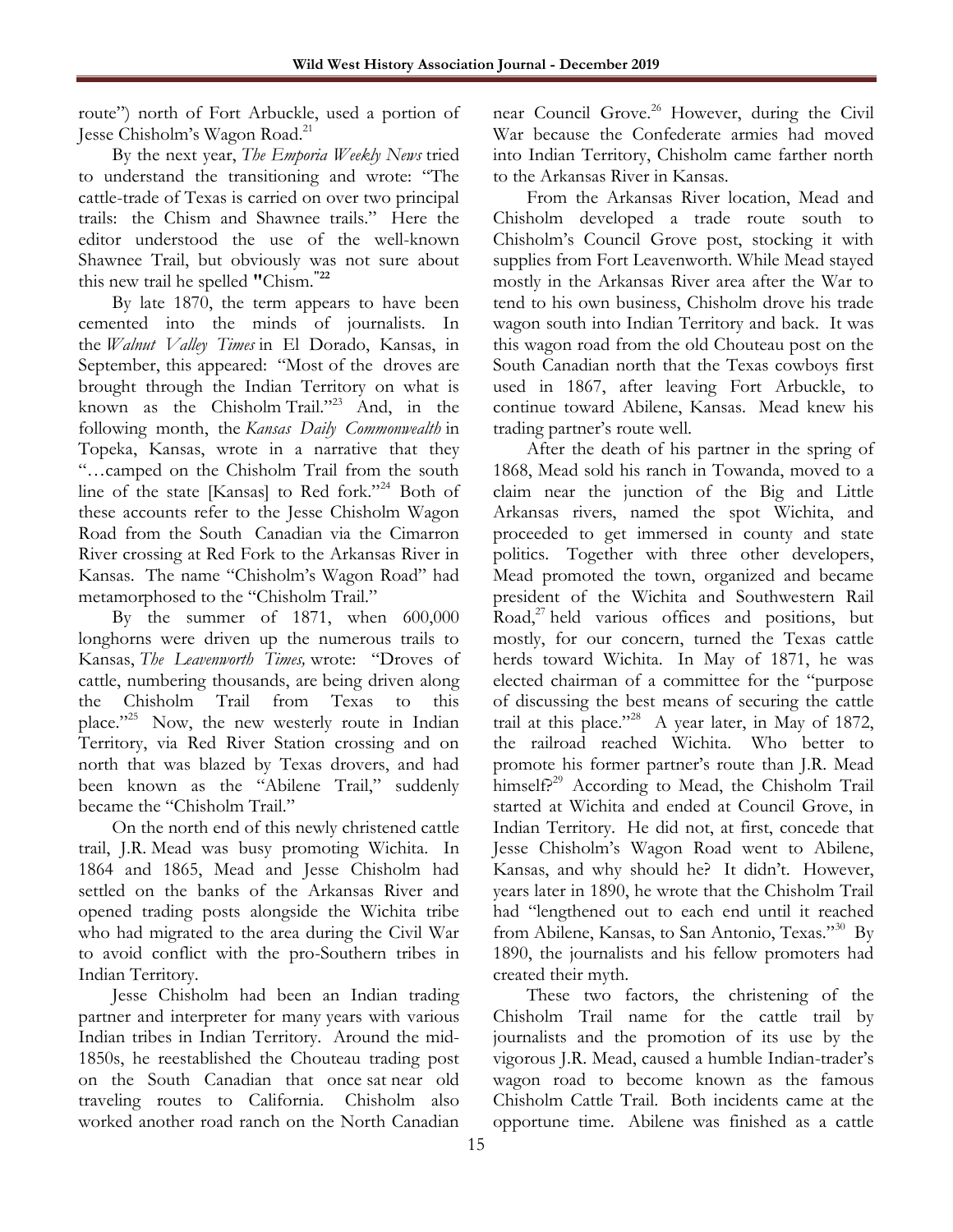route") north of Fort Arbuckle, used a portion of Jesse Chisholm's Wagon Road.[21]

By the next year, *The Emporia Weekly News* tried to understand the transitioning and wrote: "The cattle-trade of Texas is carried on over two principal trails: the Chism and Shawnee trails." Here the editor understood the use of the well-known Shawnee Trail, but obviously was not sure about this new trail he spelled "Chism."[22]

By late 1870, the term appears to have been cemented into the minds of journalists. In the *Walnut Valley Times* in El Dorado, Kansas, in September, this appeared: "Most of the droves are brought through the Indian Territory on what is known as the Chisholm Trail."[23] And, in the following month, the *Kansas Daily Commonwealth* in Topeka, Kansas, wrote in a narrative that they "…camped on the Chisholm Trail from the south line of the state [Kansas] to Red fork."[24] Both of these accounts refer to the Jesse Chisholm Wagon Road from the South Canadian via the Cimarron River crossing at Red Fork to the Arkansas River in Kansas. The name "Chisholm's Wagon Road" had metamorphosed to the "Chisholm Trail."

By the summer of 1871, when 600,000 longhorns were driven up the numerous trails to Kansas, *The Leavenworth Times,* wrote: "Droves of cattle, numbering thousands, are being driven along the Chisholm Trail from Texas to this place."[25] Now, the new westerly route in Indian Territory, via Red River Station crossing and on north that was blazed by Texas drovers, and had been known as the "Abilene Trail," suddenly became the "Chisholm Trail."

On the north end of this newly christened cattle trail, J.R. Mead was busy promoting Wichita. In 1864 and 1865, Mead and Jesse Chisholm had settled on the banks of the Arkansas River and opened trading posts alongside the Wichita tribe who had migrated to the area during the Civil War to avoid conflict with the pro-Southern tribes in Indian Territory.

Jesse Chisholm had been an Indian trading partner and interpreter for many years with various Indian tribes in Indian Territory. Around the mid-1850s, he reestablished the Chouteau trading post on the South Canadian that once sat near old traveling routes to California. Chisholm also worked another road ranch on the North Canadian near Council Grove.[26] However, during the Civil War because the Confederate armies had moved into Indian Territory, Chisholm came farther north to the Arkansas River in Kansas.

From the Arkansas River location, Mead and Chisholm developed a trade route south to Chisholm's Council Grove post, stocking it with supplies from Fort Leavenworth. While Mead stayed mostly in the Arkansas River area after the War to tend to his own business, Chisholm drove his trade wagon south into Indian Territory and back. It was this wagon road from the old Chouteau post on the South Canadian north that the Texas cowboys first used in 1867, after leaving Fort Arbuckle, to continue toward Abilene, Kansas. Mead knew his trading partner's route well.

After the death of his partner in the spring of 1868, Mead sold his ranch in Towanda, moved to a claim near the junction of the Big and Little Arkansas rivers, named the spot Wichita, and proceeded to get immersed in county and state politics. Together with three other developers, Mead promoted the town, organized and became president of the Wichita and Southwestern Rail Road,[27] held various offices and positions, but mostly, for our concern, turned the Texas cattle herds toward Wichita. In May of 1871, he was elected chairman of a committee for the "purpose of discussing the best means of securing the cattle trail at this place."[28] A year later, in May of 1872, the railroad reached Wichita. Who better to promote his former partner's route than J.R. Mead himself?[29] According to Mead, the Chisholm Trail started at Wichita and ended at Council Grove, in Indian Territory. He did not, at first, concede that Jesse Chisholm's Wagon Road went to Abilene, Kansas, and why should he? It didn't. However, years later in 1890, he wrote that the Chisholm Trail had "lengthened out to each end until it reached from Abilene, Kansas, to San Antonio, Texas."[30] By 1890, the journalists and his fellow promoters had created their myth.

These two factors, the christening of the Chisholm Trail name for the cattle trail by journalists and the promotion of its use by the vigorous J.R. Mead, caused a humble Indian-trader's wagon road to become known as the famous Chisholm Cattle Trail. Both incidents came at the opportune time. Abilene was finished as a cattle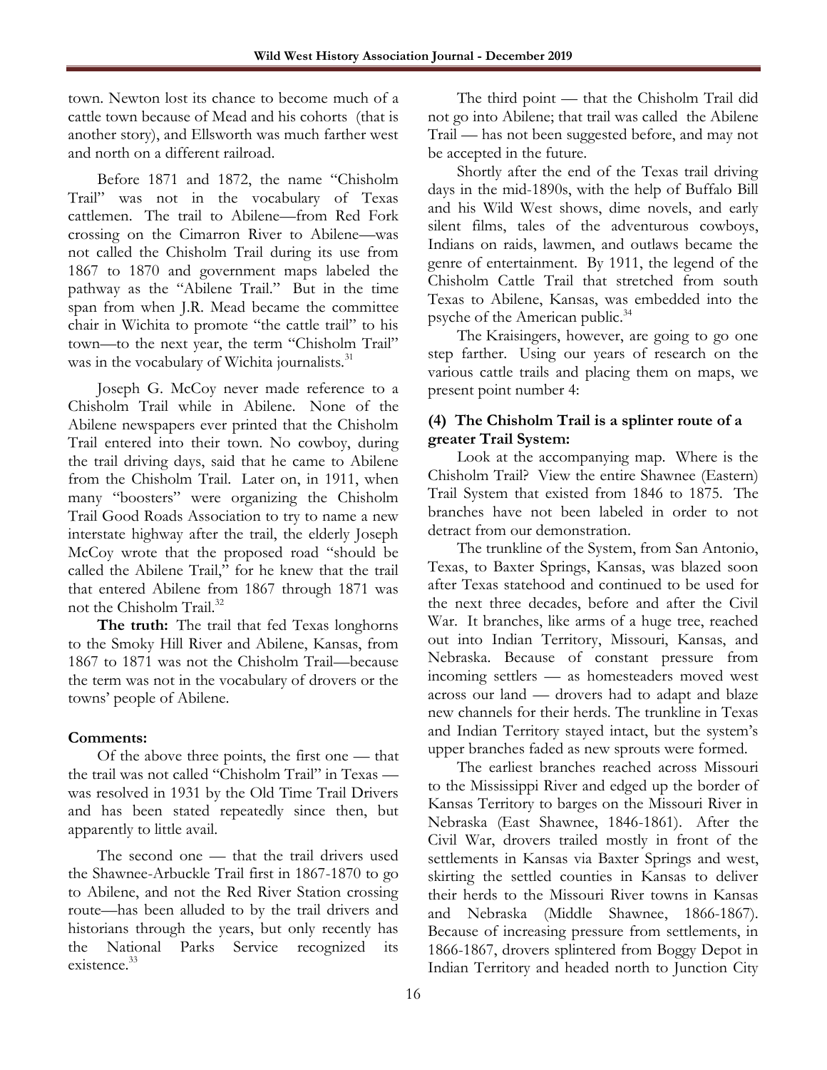town. Newton lost its chance to become much of a cattle town because of Mead and his cohorts (that is another story), and Ellsworth was much farther west and north on a different railroad.

Before 1871 and 1872, the name "Chisholm Trail" was not in the vocabulary of Texas cattlemen. The trail to Abilene—from Red Fork crossing on the Cimarron River to Abilene—was not called the Chisholm Trail during its use from 1867 to 1870 and government maps labeled the pathway as the "Abilene Trail." But in the time span from when J.R. Mead became the committee chair in Wichita to promote "the cattle trail" to his town—to the next year, the term "Chisholm Trail" was in the vocabulary of Wichita journalists.[31]

Joseph G. McCoy never made reference to a Chisholm Trail while in Abilene. None of the Abilene newspapers ever printed that the Chisholm Trail entered into their town. No cowboy, during the trail driving days, said that he came to Abilene from the Chisholm Trail. Later on, in 1911, when many "boosters" were organizing the Chisholm Trail Good Roads Association to try to name a new interstate highway after the trail, the elderly Joseph McCoy wrote that the proposed road "should be called the Abilene Trail," for he knew that the trail that entered Abilene from 1867 through 1871 was not the Chisholm Trail.[32]

**The truth:** The trail that fed Texas longhorns to the Smoky Hill River and Abilene, Kansas, from 1867 to 1871 was not the Chisholm Trail—because the term was not in the vocabulary of drovers or the towns' people of Abilene.

**Comments:**

Of the above three points, the first one — that the trail was not called "Chisholm Trail" in Texas — was resolved in 1931 by the Old Time Trail Drivers and has been stated repeatedly since then, but apparently to little avail.

The second one — that the trail drivers used the Shawnee-Arbuckle Trail first in 1867-1870 to go to Abilene, and not the Red River Station crossing route—has been alluded to by the trail drivers and historians through the years, but only recently has the National Parks Service recognized its existence.[33]

The third point — that the Chisholm Trail did not go into Abilene; that trail was called the Abilene Trail — has not been suggested before, and may not be accepted in the future.

Shortly after the end of the Texas trail driving days in the mid-1890s, with the help of Buffalo Bill and his Wild West shows, dime novels, and early silent films, tales of the adventurous cowboys, Indians on raids, lawmen, and outlaws became the genre of entertainment. By 1911, the legend of the Chisholm Cattle Trail that stretched from south Texas to Abilene, Kansas, was embedded into the psyche of the American public.[34]

The Kraisingers, however, are going to go one step farther. Using our years of research on the various cattle trails and placing them on maps, we present point number 4:

**(4) The Chisholm Trail is a splinter route of a greater Trail System:**

Look at the accompanying map. Where is the Chisholm Trail? View the entire Shawnee (Eastern) Trail System that existed from 1846 to 1875. The branches have not been labeled in order to not detract from our demonstration.

The trunkline of the System, from San Antonio, Texas, to Baxter Springs, Kansas, was blazed soon after Texas statehood and continued to be used for the next three decades, before and after the Civil War. It branches, like arms of a huge tree, reached out into Indian Territory, Missouri, Kansas, and Nebraska. Because of constant pressure from incoming settlers — as homesteaders moved west across our land — drovers had to adapt and blaze new channels for their herds. The trunkline in Texas and Indian Territory stayed intact, but the system's upper branches faded as new sprouts were formed.

The earliest branches reached across Missouri to the Mississippi River and edged up the border of Kansas Territory to barges on the Missouri River in Nebraska (East Shawnee, 1846-1861). After the Civil War, drovers trailed mostly in front of the settlements in Kansas via Baxter Springs and west, skirting the settled counties in Kansas to deliver their herds to the Missouri River towns in Kansas and Nebraska (Middle Shawnee, 1866-1867). Because of increasing pressure from settlements, in 1866-1867, drovers splintered from Boggy Depot in Indian Territory and headed north to Junction City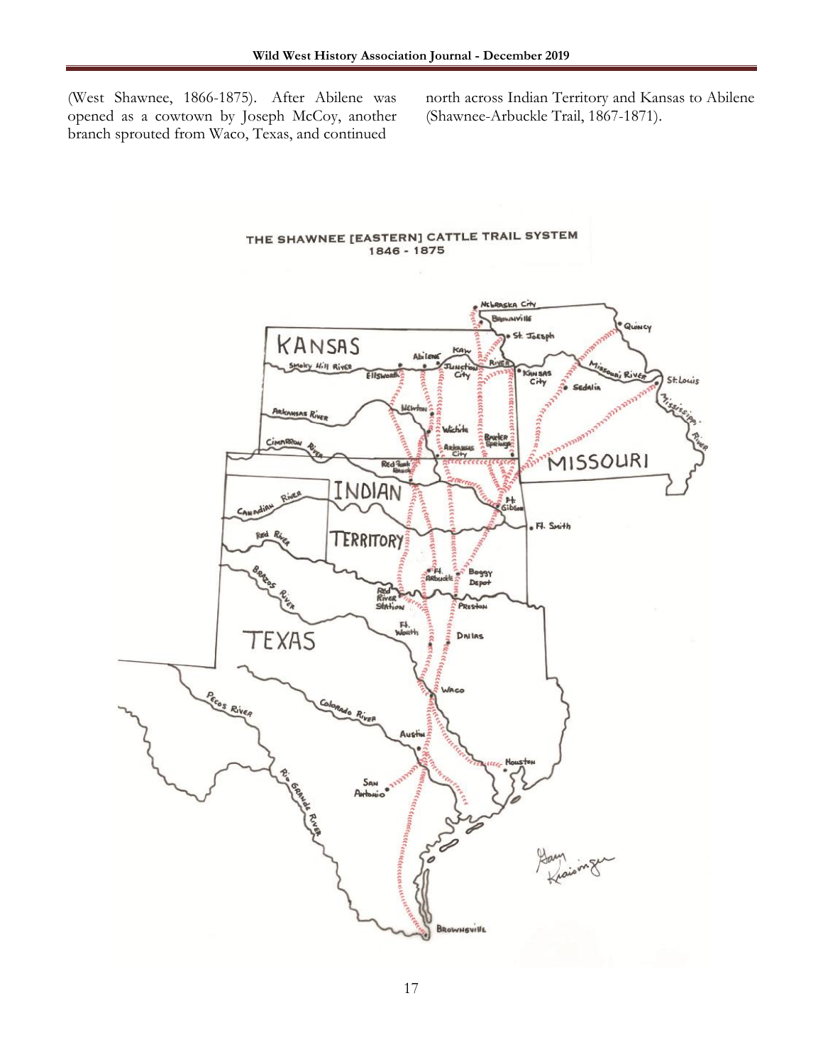(West Shawnee, 1866-1875). After Abilene was opened as a cowtown by Joseph McCoy, another branch sprouted from Waco, Texas, and continued north across Indian Territory and Kansas to Abilene (Shawnee-Arbuckle Trail, 1867-1871).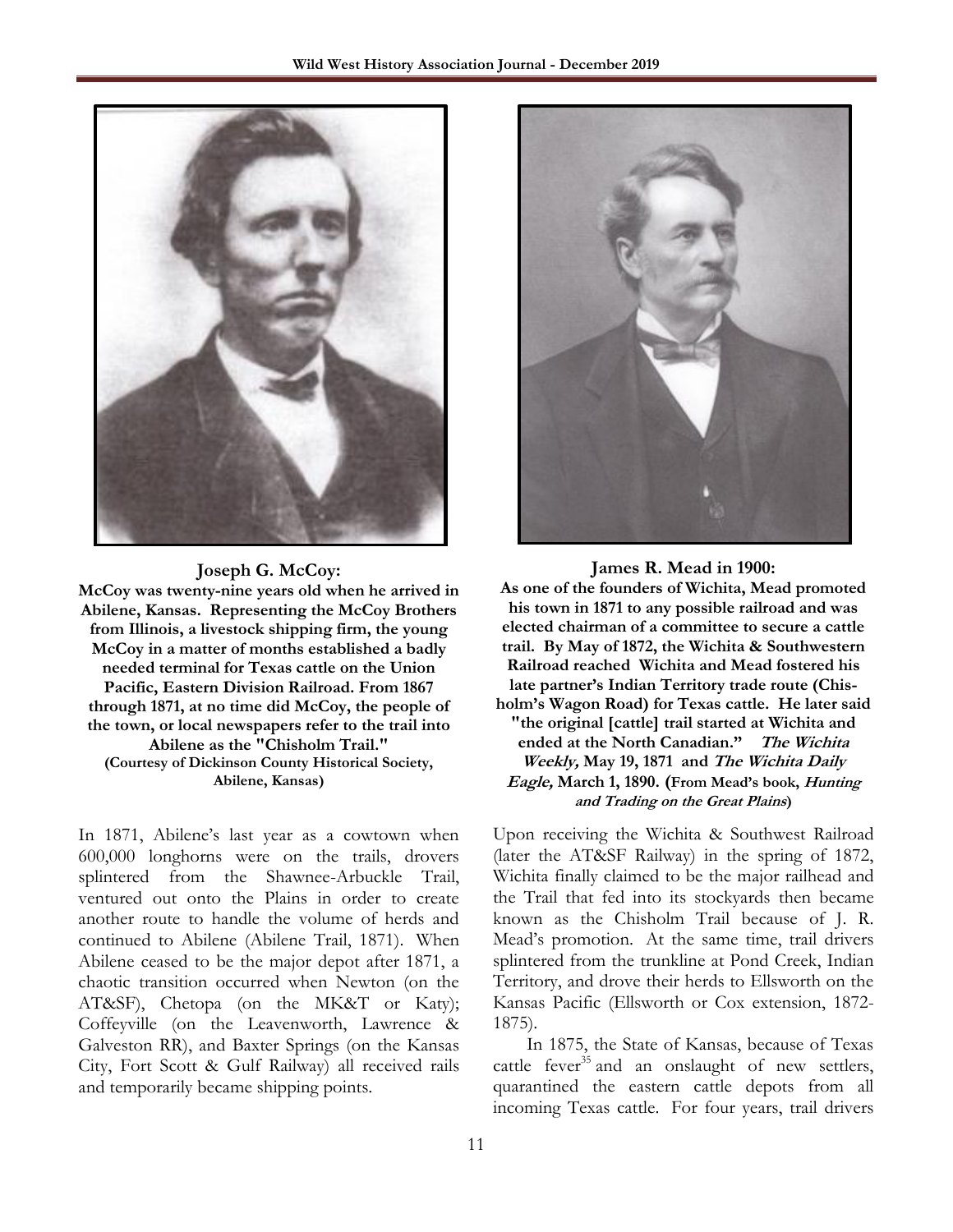**Joseph G. McCoy:**
**McCoy was twenty-nine years old when he arrived in Abilene, Kansas. Representing the McCoy Brothers from Illinois, a livestock shipping firm, the young McCoy in a matter of months established a badly needed terminal for Texas cattle on the Union Pacific, Eastern Division Railroad. From 1867 through 1871, at no time did McCoy, the people of the town, or local newspapers refer to the trail into Abilene as the "Chisholm Trail." (Courtesy of Dickinson County Historical Society, Abilene, Kansas)**

**James R. Mead in 1900:**
**As one of the founders of Wichita, Mead promoted his town in 1871 to any possible railroad and was elected chairman of a committee to secure a cattle trail. By May of 1872, the Wichita & Southwestern Railroad reached Wichita and Mead fostered his late partner's Indian Territory trade route (Chisholm's Wagon Road) for Texas cattle. He later said "the original [cattle] trail started at Wichita and ended at the North Canadian."** ***The Wichita Weekly,*** **May 19, 1871 and** ***The Wichita Daily Eagle,*** **March 1, 1890. (From Mead's book,** ***Hunting and Trading on the Great Plains*****)**

In 1871, Abilene's last year as a cowtown when 600,000 longhorns were on the trails, drovers splintered from the Shawnee-Arbuckle Trail, ventured out onto the Plains in order to create another route to handle the volume of herds and continued to Abilene (Abilene Trail, 1871). When Abilene ceased to be the major depot after 1871, a chaotic transition occurred when Newton (on the AT&SF), Chetopa (on the MK&T or Katy); Coffeyville (on the Leavenworth, Lawrence & Galveston RR), and Baxter Springs (on the Kansas City, Fort Scott & Gulf Railway) all received rails and temporarily became shipping points.

Upon receiving the Wichita & Southwest Railroad (later the AT&SF Railway) in the spring of 1872, Wichita finally claimed to be the major railhead and the Trail that fed into its stockyards then became known as the Chisholm Trail because of J. R. Mead's promotion. At the same time, trail drivers splintered from the trunkline at Pond Creek, Indian Territory, and drove their herds to Ellsworth on the Kansas Pacific (Ellsworth or Cox extension, 1872-1875).

In 1875, the State of Kansas, because of Texas cattle fever[35] and an onslaught of new settlers, quarantined the eastern cattle depots from all incoming Texas cattle. For four years, trail drivers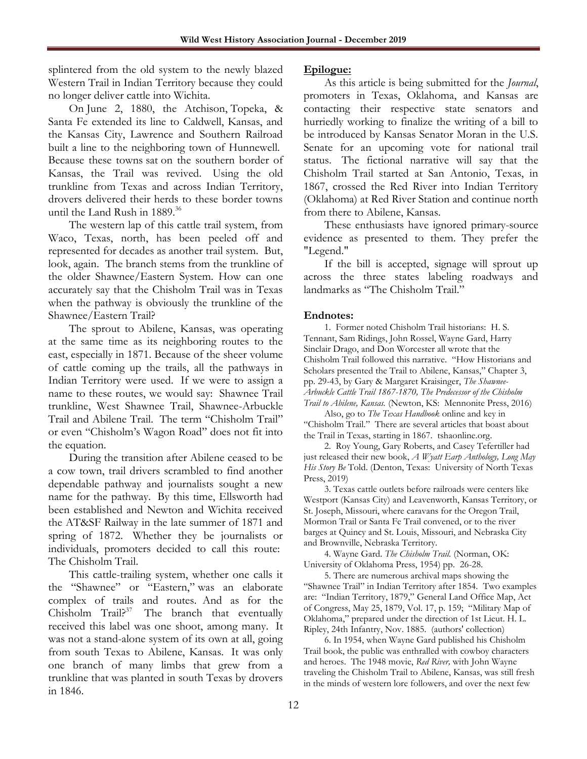splintered from the old system to the newly blazed Western Trail in Indian Territory because they could no longer deliver cattle into Wichita.

On June 2, 1880, the Atchison, Topeka, & Santa Fe extended its line to Caldwell, Kansas, and the Kansas City, Lawrence and Southern Railroad built a line to the neighboring town of Hunnewell. Because these towns sat on the southern border of Kansas, the Trail was revived. Using the old trunkline from Texas and across Indian Territory, drovers delivered their herds to these border towns until the Land Rush in 1889.[36]

The western lap of this cattle trail system, from Waco, Texas, north, has been peeled off and represented for decades as another trail system. But, look, again. The branch stems from the trunkline of the older Shawnee/Eastern System. How can one accurately say that the Chisholm Trail was in Texas when the pathway is obviously the trunkline of the Shawnee/Eastern Trail?

The sprout to Abilene, Kansas, was operating at the same time as its neighboring routes to the east, especially in 1871. Because of the sheer volume of cattle coming up the trails, all the pathways in Indian Territory were used. If we were to assign a name to these routes, we would say: Shawnee Trail trunkline, West Shawnee Trail, Shawnee-Arbuckle Trail and Abilene Trail. The term "Chisholm Trail" or even "Chisholm's Wagon Road" does not fit into the equation.

During the transition after Abilene ceased to be a cow town, trail drivers scrambled to find another dependable pathway and journalists sought a new name for the pathway. By this time, Ellsworth had been established and Newton and Wichita received the AT&SF Railway in the late summer of 1871 and spring of 1872. Whether they be journalists or individuals, promoters decided to call this route: The Chisholm Trail.

This cattle-trailing system, whether one calls it the "Shawnee" or "Eastern," was an elaborate complex of trails and routes. And as for the Chisholm Trail?[37] The branch that eventually received this label was one shoot, among many. It was not a stand-alone system of its own at all, going from south Texas to Abilene, Kansas. It was only one branch of many limbs that grew from a trunkline that was planted in south Texas by drovers in 1846.

**Epilogue:**

As this article is being submitted for the *Journal*, promoters in Texas, Oklahoma, and Kansas are contacting their respective state senators and hurriedly working to finalize the writing of a bill to be introduced by Kansas Senator Moran in the U.S. Senate for an upcoming vote for national trail status. The fictional narrative will say that the Chisholm Trail started at San Antonio, Texas, in 1867, crossed the Red River into Indian Territory (Oklahoma) at Red River Station and continue north from there to Abilene, Kansas.

These enthusiasts have ignored primary-source evidence as presented to them. They prefer the "Legend."

If the bill is accepted, signage will sprout up across the three states labeling roadways and landmarks as "The Chisholm Trail."

**Endnotes:**

1. Former noted Chisholm Trail historians: H. S. Tennant, Sam Ridings, John Rossel, Wayne Gard, Harry Sinclair Drago, and Don Worcester all wrote that the Chisholm Trail followed this narrative. "How Historians and Scholars presented the Trail to Abilene, Kansas," Chapter 3, pp. 29-43, by Gary & Margaret Kraisinger, *The Shawnee-Arbuckle Cattle Trail 1867-1870, The Predecessor of the Chisholm Trail to Abilene, Kansas.* (Newton, KS: Mennonite Press, 2016)

Also, go to *The Texas Handbook* online and key in "Chisholm Trail." There are several articles that boast about the Trail in Texas, starting in 1867. tshaonline.org.

2. Roy Young, Gary Roberts, and Casey Tefertiller had just released their new book, *A Wyatt Earp Anthology, Long May His Story Be* Told. (Denton, Texas: University of North Texas Press, 2019)

3. Texas cattle outlets before railroads were centers like Westport (Kansas City) and Leavenworth, Kansas Territory, or St. Joseph, Missouri, where caravans for the Oregon Trail, Mormon Trail or Santa Fe Trail convened, or to the river barges at Quincy and St. Louis, Missouri, and Nebraska City and Brownville, Nebraska Territory.

4. Wayne Gard. *The Chisholm Trail.* (Norman, OK: University of Oklahoma Press, 1954) pp. 26-28.

5. There are numerous archival maps showing the "Shawnee Trail" in Indian Territory after 1854. Two examples are: "Indian Territory, 1879," General Land Office Map, Act of Congress, May 25, 1879, Vol. 17, p. 159; "Military Map of Oklahoma," prepared under the direction of 1st Lieut. H. L. Ripley, 24th Infantry, Nov. 1885. (authors' collection)

6. In 1954, when Wayne Gard published his Chisholm Trail book, the public was enthralled with cowboy characters and heroes. The 1948 movie, *Red River,* with John Wayne traveling the Chisholm Trail to Abilene, Kansas, was still fresh in the minds of western lore followers, and over the next few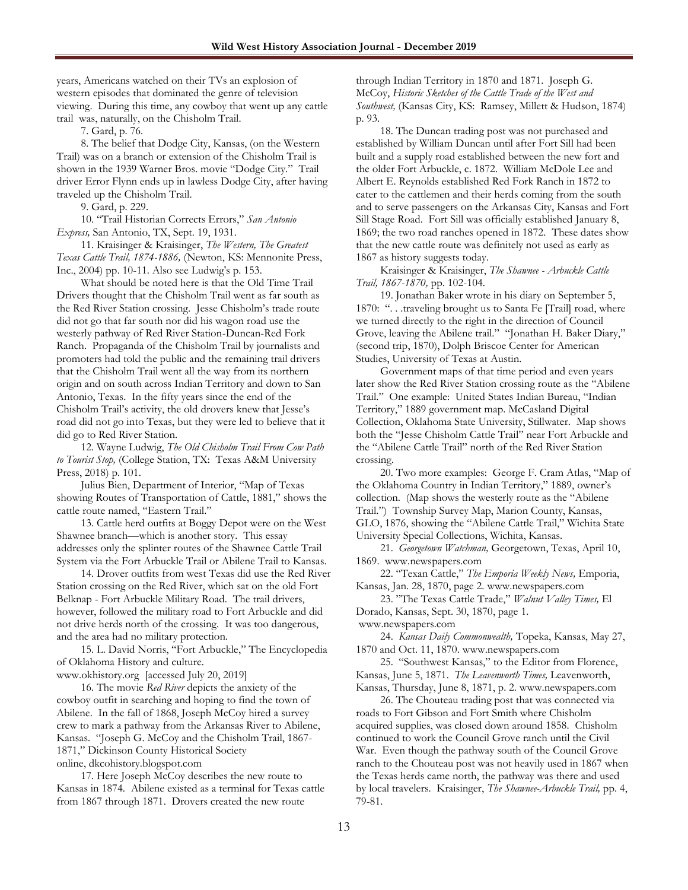years, Americans watched on their TVs an explosion of western episodes that dominated the genre of television viewing. During this time, any cowboy that went up any cattle trail was, naturally, on the Chisholm Trail.

7. Gard, p. 76.

8. The belief that Dodge City, Kansas, (on the Western Trail) was on a branch or extension of the Chisholm Trail is shown in the 1939 Warner Bros. movie "Dodge City." Trail driver Error Flynn ends up in lawless Dodge City, after having traveled up the Chisholm Trail.

9. Gard, p. 229.

10. "Trail Historian Corrects Errors," *San Antonio Express,* San Antonio, TX, Sept. 19, 1931.

11. Kraisinger & Kraisinger, *The Western, The Greatest Texas Cattle Trail, 1874-1886,* (Newton, KS: Mennonite Press, Inc., 2004) pp. 10-11. Also see Ludwig's p. 153.

What should be noted here is that the Old Time Trail Drivers thought that the Chisholm Trail went as far south as the Red River Station crossing. Jesse Chisholm's trade route did not go that far south nor did his wagon road use the westerly pathway of Red River Station-Duncan-Red Fork Ranch. Propaganda of the Chisholm Trail by journalists and promoters had told the public and the remaining trail drivers that the Chisholm Trail went all the way from its northern origin and on south across Indian Territory and down to San Antonio, Texas. In the fifty years since the end of the Chisholm Trail's activity, the old drovers knew that Jesse's road did not go into Texas, but they were led to believe that it did go to Red River Station.

12. Wayne Ludwig, *The Old Chisholm Trail From Cow Path to Tourist Stop,* (College Station, TX: Texas A&M University Press, 2018) p. 101.

Julius Bien, Department of Interior, "Map of Texas showing Routes of Transportation of Cattle, 1881," shows the cattle route named, "Eastern Trail."

13. Cattle herd outfits at Boggy Depot were on the West Shawnee branch—which is another story. This essay addresses only the splinter routes of the Shawnee Cattle Trail System via the Fort Arbuckle Trail or Abilene Trail to Kansas.

14. Drover outfits from west Texas did use the Red River Station crossing on the Red River, which sat on the old Fort Belknap - Fort Arbuckle Military Road. The trail drivers, however, followed the military road to Fort Arbuckle and did not drive herds north of the crossing. It was too dangerous, and the area had no military protection.

15. L. David Norris, "Fort Arbuckle," The Encyclopedia of Oklahoma History and culture. www.okhistory.org [accessed July 20, 2019]

16. The movie *Red River* depicts the anxiety of the cowboy outfit in searching and hoping to find the town of Abilene. In the fall of 1868, Joseph McCoy hired a survey crew to mark a pathway from the Arkansas River to Abilene, Kansas. "Joseph G. McCoy and the Chisholm Trail, 1867-1871," Dickinson County Historical Society online, dkcohistory.blogspot.com

17. Here Joseph McCoy describes the new route to Kansas in 1874. Abilene existed as a terminal for Texas cattle from 1867 through 1871. Drovers created the new route through Indian Territory in 1870 and 1871. Joseph G. McCoy, *Historic Sketches of the Cattle Trade of the West and Southwest,* (Kansas City, KS: Ramsey, Millett & Hudson, 1874) p. 93.

18. The Duncan trading post was not purchased and established by William Duncan until after Fort Sill had been built and a supply road established between the new fort and the older Fort Arbuckle, c. 1872. William McDole Lee and Albert E. Reynolds established Red Fork Ranch in 1872 to cater to the cattlemen and their herds coming from the south and to serve passengers on the Arkansas City, Kansas and Fort Sill Stage Road. Fort Sill was officially established January 8, 1869; the two road ranches opened in 1872. These dates show that the new cattle route was definitely not used as early as 1867 as history suggests today.

Kraisinger & Kraisinger, *The Shawnee - Arbuckle Cattle Trail, 1867-1870,* pp. 102-104.

19. Jonathan Baker wrote in his diary on September 5, 1870: ". . .traveling brought us to Santa Fe [Trail] road, where we turned directly to the right in the direction of Council Grove, leaving the Abilene trail." "Jonathan H. Baker Diary," (second trip, 1870), Dolph Briscoe Center for American Studies, University of Texas at Austin.

Government maps of that time period and even years later show the Red River Station crossing route as the "Abilene Trail." One example: United States Indian Bureau, "Indian Territory," 1889 government map. McCasland Digital Collection, Oklahoma State University, Stillwater. Map shows both the "Jesse Chisholm Cattle Trail" near Fort Arbuckle and the "Abilene Cattle Trail" north of the Red River Station crossing.

20. Two more examples: George F. Cram Atlas, "Map of the Oklahoma Country in Indian Territory," 1889, owner's collection. (Map shows the westerly route as the "Abilene Trail.") Township Survey Map, Marion County, Kansas, GLO, 1876, showing the "Abilene Cattle Trail," Wichita State University Special Collections, Wichita, Kansas.

21. *Georgetown Watchman,* Georgetown, Texas, April 10, 1869. www.newspapers.com

22. "Texan Cattle," *The Emporia Weekly News,* Emporia, Kansas, Jan. 28, 1870, page 2. www.newspapers.com

23. "The Texas Cattle Trade," *Walnut Valley Times,* El Dorado, Kansas, Sept. 30, 1870, page 1. www.newspapers.com

24. *Kansas Daily Commonwealth,* Topeka, Kansas, May 27, 1870 and Oct. 11, 1870. www.newspapers.com

25. "Southwest Kansas," to the Editor from Florence, Kansas, June 5, 1871. *The Leavenworth Times,* Leavenworth, Kansas, Thursday, June 8, 1871, p. 2. www.newspapers.com

26. The Chouteau trading post that was connected via roads to Fort Gibson and Fort Smith where Chisholm acquired supplies, was closed down around 1858. Chisholm continued to work the Council Grove ranch until the Civil War. Even though the pathway south of the Council Grove ranch to the Chouteau post was not heavily used in 1867 when the Texas herds came north, the pathway was there and used by local travelers. Kraisinger, *The Shawnee-Arbuckle Trail,* pp. 4, 79-81.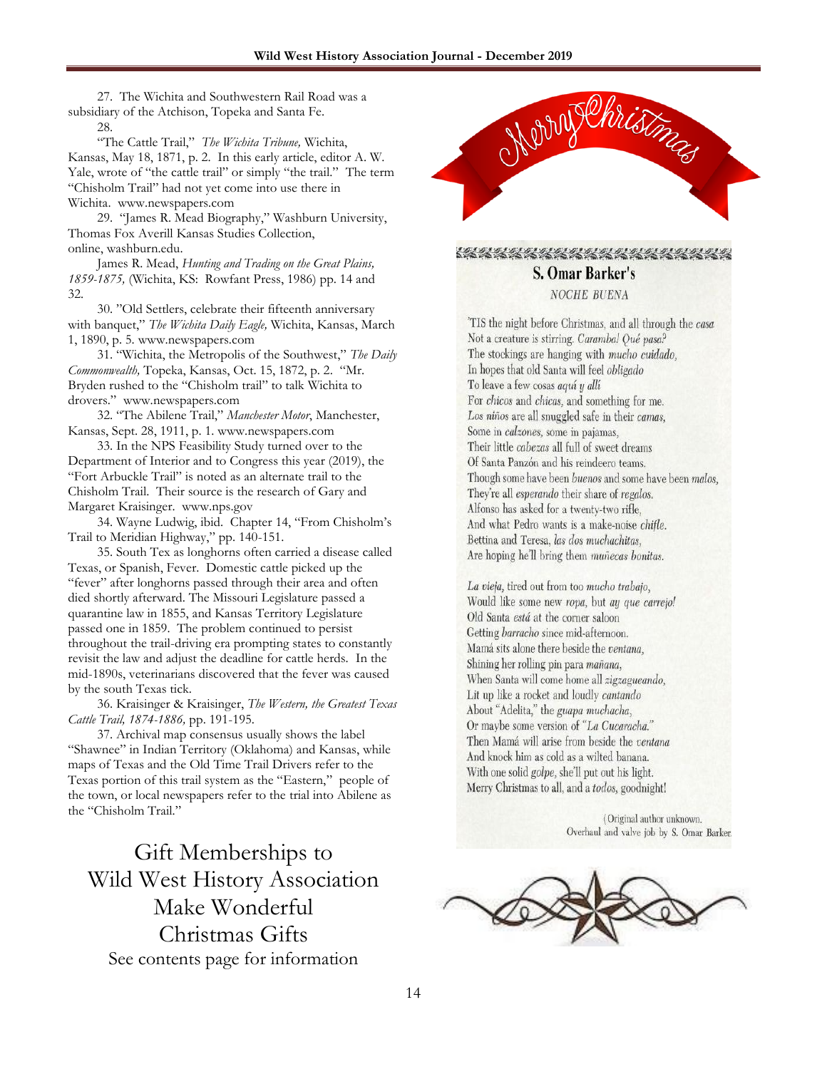27. The Wichita and Southwestern Rail Road was a subsidiary of the Atchison, Topeka and Santa Fe.

28.

"The Cattle Trail," *The Wichita Tribune,* Wichita, Kansas, May 18, 1871, p. 2. In this early article, editor A. W. Yale, wrote of "the cattle trail" or simply "the trail." The term "Chisholm Trail" had not yet come into use there in Wichita. www.newspapers.com

29. "James R. Mead Biography," Washburn University, Thomas Fox Averill Kansas Studies Collection, online, washburn.edu.

James R. Mead, *Hunting and Trading on the Great Plains, 1859-1875,* (Wichita, KS: Rowfant Press, 1986) pp. 14 and 32.

30. "Old Settlers, celebrate their fifteenth anniversary with banquet," *The Wichita Daily Eagle,* Wichita, Kansas, March 1, 1890, p. 5. www.newspapers.com

31. "Wichita, the Metropolis of the Southwest," *The Daily Commonwealth,* Topeka, Kansas, Oct. 15, 1872, p. 2. "Mr. Bryden rushed to the "Chisholm trail" to talk Wichita to drovers." www.newspapers.com

32. "The Abilene Trail," *Manchester Motor*, Manchester, Kansas, Sept. 28, 1911, p. 1. www.newspapers.com

33. In the NPS Feasibility Study turned over to the Department of Interior and to Congress this year (2019), the "Fort Arbuckle Trail" is noted as an alternate trail to the Chisholm Trail. Their source is the research of Gary and Margaret Kraisinger. www.nps.gov

34. Wayne Ludwig, ibid. Chapter 14, "From Chisholm's Trail to Meridian Highway," pp. 140-151.

35. South Tex as longhorns often carried a disease called Texas, or Spanish, Fever. Domestic cattle picked up the "fever" after longhorns passed through their area and often died shortly afterward. The Missouri Legislature passed a quarantine law in 1855, and Kansas Territory Legislature passed one in 1859. The problem continued to persist throughout the trail-driving era prompting states to constantly revisit the law and adjust the deadline for cattle herds. In the mid-1890s, veterinarians discovered that the fever was caused by the south Texas tick.

36. Kraisinger & Kraisinger, *The Western, the Greatest Texas Cattle Trail, 1874-1886,* pp. 191-195.

37. Archival map consensus usually shows the label "Shawnee" in Indian Territory (Oklahoma) and Kansas, while maps of Texas and the Old Time Trail Drivers refer to the Texas portion of this trail system as the "Eastern," people of the town, or local newspapers refer to the trial into Abilene as the "Chisholm Trail."

Gift Memberships to
Wild West History Association
Make Wonderful
Christmas Gifts
See contents page for information

Merry Christmas

## S. Omar Barker's

*NOCHE BUENA*

'TIS the night before Christmas, and all through the *casa*
Not a creature is stirring. *Caramba! Qué pasa?*
The stockings are hanging with *mucho cuidado,*
In hopes that old Santa will feel *obligado*
To leave a few cosas *aquí y allí*
For *chicos* and *chicas,* and something for me.
*Los niños* are all snuggled safe in their *camas,*
Some in *calzones,* some in pajamas,
Their little *cabezas* all full of sweet dreams
Of Santa Panzón and his reindeero teams.
Though some have been *buenos* and some have been *malos,*
They're all *esperando* their share of *regalos.*
Alfonso has asked for a twenty-two rifle,
And what Pedro wants is a make-noise *chifle.*
Bettina and Teresa, *las dos muchachitas,*
Are hoping he'll bring them *muñecas bonitas.*

*La vieja,* tired out from too *mucho trabajo,*
Would like some new *ropa,* but *ay que carrejo!*
Old Santa *está* at the corner saloon
Getting *barracho* since mid-afternoon.
Mamá sits alone there beside the *ventana,*
Shining her rolling pin para *mañana,*
When Santa will come home all *zigzagueando,*
Lit up like a rocket and loudly *cantando*
About "Adelita," the *guapa muchacha,*
Or maybe some version of "*La Cucaracha.*"
Then Mamá will arise from beside the *ventana*
And knock him as cold as a wilted banana.
With one solid *golpe,* she'll put out his light.
Merry Christmas to all, and a *todos,* goodnight!

(Original author unknown.
Overhaul and valve job by S. Omar Barker